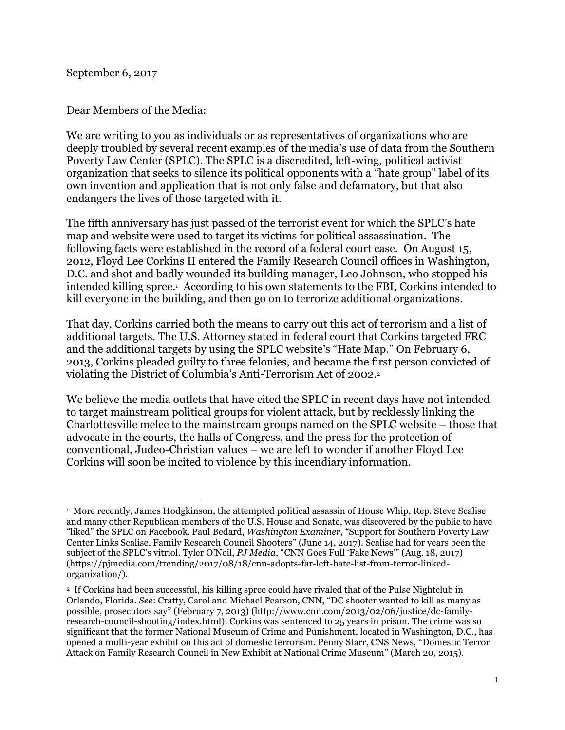September 6, 2017

Dear Members of the Media:

We are writing to you as individuals or as representatives of organizations who are deeply troubled by several recent examples of the media's use of data from the Southern Poverty Law Center (SPLC). The SPLC is a discredited, left-wing, political activist organization that seeks to silence its political opponents with a "hate group" label of its own invention and application that is not only false and defamatory, but that also endangers the lives of those targeted with it.

The fifth anniversary has just passed of the terrorist event for which the SPLC's hate map and website were used to target its victims for political assassination. The following facts were established in the record of a federal court case. On August 15, 2012, Floyd Lee Corkins II entered the Family Research Council offices in Washington, D.C. and shot and badly wounded its building manager, Leo Johnson, who stopped his intended killing spree.[1] According to his own statements to the FBI, Corkins intended to kill everyone in the building, and then go on to terrorize additional organizations.

That day, Corkins carried both the means to carry out this act of terrorism and a list of additional targets. The U.S. Attorney stated in federal court that Corkins targeted FRC and the additional targets by using the SPLC website's "Hate Map." On February 6, 2013, Corkins pleaded guilty to three felonies, and became the first person convicted of violating the District of Columbia's Anti-Terrorism Act of 2002.[2]

We believe the media outlets that have cited the SPLC in recent days have not intended to target mainstream political groups for violent attack, but by recklessly linking the Charlottesville melee to the mainstream groups named on the SPLC website – those that advocate in the courts, the halls of Congress, and the press for the protection of conventional, Judeo-Christian values – we are left to wonder if another Floyd Lee Corkins will soon be incited to violence by this incendiary information.

---

[1] More recently, James Hodgkinson, the attempted political assassin of House Whip, Rep. Steve Scalise and many other Republican members of the U.S. House and Senate, was discovered by the public to have "liked" the SPLC on Facebook. Paul Bedard, *Washington Examiner*, "Support for Southern Poverty Law Center Links Scalise, Family Research Council Shooters" (June 14, 2017). Scalise had for years been the subject of the SPLC's vitriol. Tyler O'Neil, *PJ Media*, "CNN Goes Full 'Fake News'" (Aug. 18, 2017) (https://pjmedia.com/trending/2017/08/18/cnn-adopts-far-left-hate-list-from-terror-linked-organization/).

[2] If Corkins had been successful, his killing spree could have rivaled that of the Pulse Nightclub in Orlando, Florida. *See*: Cratty, Carol and Michael Pearson, CNN, "DC shooter wanted to kill as many as possible, prosecutors say" (February 7, 2013) (http://www.cnn.com/2013/02/06/justice/dc-family-research-council-shooting/index.html). Corkins was sentenced to 25 years in prison. The crime was so significant that the former National Museum of Crime and Punishment, located in Washington, D.C., has opened a multi-year exhibit on this act of domestic terrorism. Penny Starr, CNS News, "Domestic Terror Attack on Family Research Council in New Exhibit at National Crime Museum" (March 20, 2015).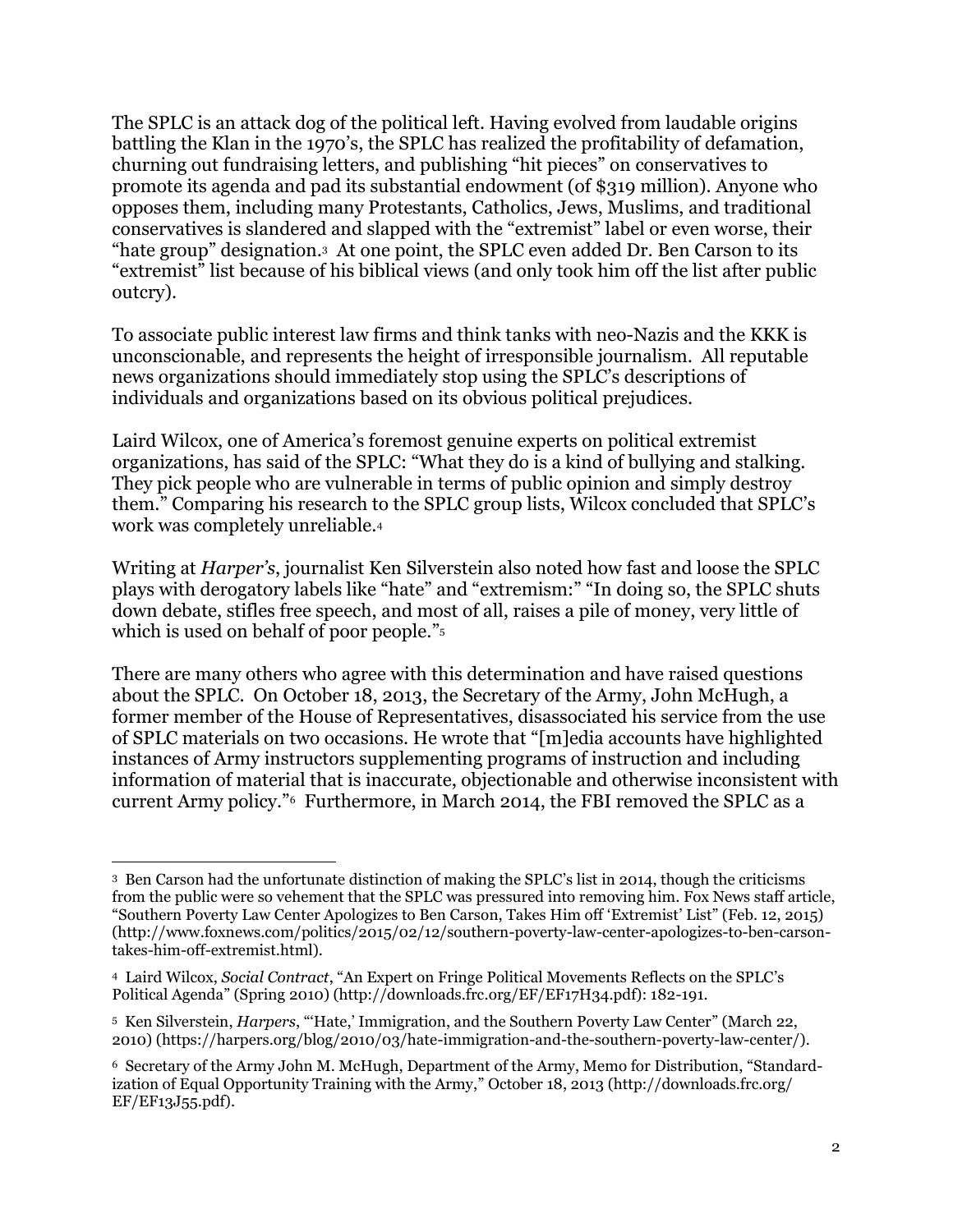The SPLC is an attack dog of the political left. Having evolved from laudable origins battling the Klan in the 1970's, the SPLC has realized the profitability of defamation, churning out fundraising letters, and publishing "hit pieces" on conservatives to promote its agenda and pad its substantial endowment (of $319 million). Anyone who opposes them, including many Protestants, Catholics, Jews, Muslims, and traditional conservatives is slandered and slapped with the "extremist" label or even worse, their "hate group" designation.[3] At one point, the SPLC even added Dr. Ben Carson to its "extremist" list because of his biblical views (and only took him off the list after public outcry).

To associate public interest law firms and think tanks with neo-Nazis and the KKK is unconscionable, and represents the height of irresponsible journalism. All reputable news organizations should immediately stop using the SPLC's descriptions of individuals and organizations based on its obvious political prejudices.

Laird Wilcox, one of America's foremost genuine experts on political extremist organizations, has said of the SPLC: "What they do is a kind of bullying and stalking. They pick people who are vulnerable in terms of public opinion and simply destroy them." Comparing his research to the SPLC group lists, Wilcox concluded that SPLC's work was completely unreliable.[4]

Writing at *Harper's*, journalist Ken Silverstein also noted how fast and loose the SPLC plays with derogatory labels like "hate" and "extremism:" "In doing so, the SPLC shuts down debate, stifles free speech, and most of all, raises a pile of money, very little of which is used on behalf of poor people."[5]

There are many others who agree with this determination and have raised questions about the SPLC. On October 18, 2013, the Secretary of the Army, John McHugh, a former member of the House of Representatives, disassociated his service from the use of SPLC materials on two occasions. He wrote that "[m]edia accounts have highlighted instances of Army instructors supplementing programs of instruction and including information of material that is inaccurate, objectionable and otherwise inconsistent with current Army policy."[6] Furthermore, in March 2014, the FBI removed the SPLC as a

---

[3] Ben Carson had the unfortunate distinction of making the SPLC's list in 2014, though the criticisms from the public were so vehement that the SPLC was pressured into removing him. Fox News staff article, "Southern Poverty Law Center Apologizes to Ben Carson, Takes Him off 'Extremist' List" (Feb. 12, 2015) (http://www.foxnews.com/politics/2015/02/12/southern-poverty-law-center-apologizes-to-ben-carson-takes-him-off-extremist.html).

[4] Laird Wilcox, *Social Contract*, "An Expert on Fringe Political Movements Reflects on the SPLC's Political Agenda" (Spring 2010) (http://downloads.frc.org/EF/EF17H34.pdf): 182-191.

[5] Ken Silverstein, *Harpers*, "'Hate,' Immigration, and the Southern Poverty Law Center" (March 22, 2010) (https://harpers.org/blog/2010/03/hate-immigration-and-the-southern-poverty-law-center/).

[6] Secretary of the Army John M. McHugh, Department of the Army, Memo for Distribution, "Standardization of Equal Opportunity Training with the Army," October 18, 2013 (http://downloads.frc.org/EF/EF13J55.pdf).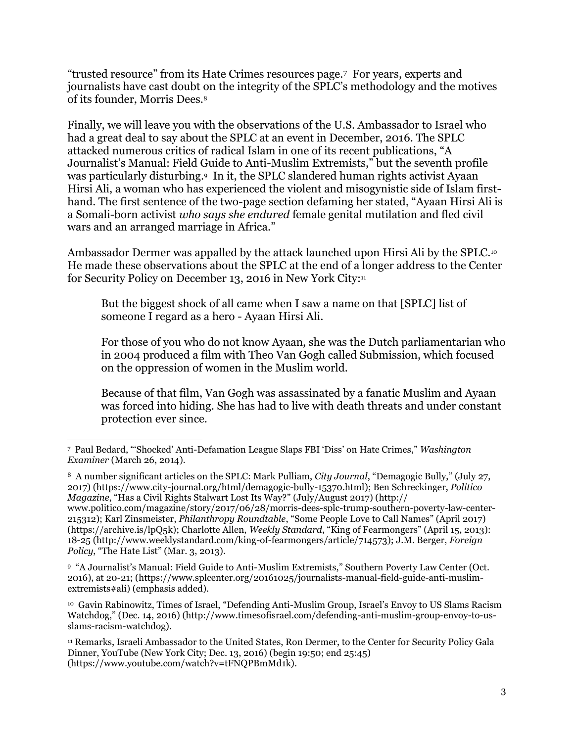"trusted resource" from its Hate Crimes resources page.[7] For years, experts and journalists have cast doubt on the integrity of the SPLC's methodology and the motives of its founder, Morris Dees.[8]

Finally, we will leave you with the observations of the U.S. Ambassador to Israel who had a great deal to say about the SPLC at an event in December, 2016. The SPLC attacked numerous critics of radical Islam in one of its recent publications, "A Journalist's Manual: Field Guide to Anti-Muslim Extremists," but the seventh profile was particularly disturbing.[9] In it, the SPLC slandered human rights activist Ayaan Hirsi Ali, a woman who has experienced the violent and misogynistic side of Islam first-hand. The first sentence of the two-page section defaming her stated, "Ayaan Hirsi Ali is a Somali-born activist *who says she endured* female genital mutilation and fled civil wars and an arranged marriage in Africa."

Ambassador Dermer was appalled by the attack launched upon Hirsi Ali by the SPLC.[10] He made these observations about the SPLC at the end of a longer address to the Center for Security Policy on December 13, 2016 in New York City:[11]

> But the biggest shock of all came when I saw a name on that [SPLC] list of someone I regard as a hero - Ayaan Hirsi Ali.
>
> For those of you who do not know Ayaan, she was the Dutch parliamentarian who in 2004 produced a film with Theo Van Gogh called Submission, which focused on the oppression of women in the Muslim world.
>
> Because of that film, Van Gogh was assassinated by a fanatic Muslim and Ayaan was forced into hiding. She has had to live with death threats and under constant protection ever since.

---

[7] Paul Bedard, "'Shocked' Anti-Defamation League Slaps FBI 'Diss' on Hate Crimes," *Washington Examiner* (March 26, 2014).

[8] A number significant articles on the SPLC: Mark Pulliam, *City Journal*, "Demagogic Bully," (July 27, 2017) (https://www.city-journal.org/html/demagogic-bully-15370.html); Ben Schreckinger, *Politico Magazine*, "Has a Civil Rights Stalwart Lost Its Way?" (July/August 2017) (http://www.politico.com/magazine/story/2017/06/28/morris-dees-splc-trump-southern-poverty-law-center-215312); Karl Zinsmeister, *Philanthropy Roundtable*, "Some People Love to Call Names" (April 2017) (https://archive.is/lpQ5k); Charlotte Allen, *Weekly Standard*, "King of Fearmongers" (April 15, 2013): 18-25 (http://www.weeklystandard.com/king-of-fearmongers/article/714573); J.M. Berger, *Foreign Policy*, "The Hate List" (Mar. 3, 2013).

[9] "A Journalist's Manual: Field Guide to Anti-Muslim Extremists," Southern Poverty Law Center (Oct. 2016), at 20-21; (https://www.splcenter.org/20161025/journalists-manual-field-guide-anti-muslim-extremists#ali) (emphasis added).

[10] Gavin Rabinowitz, Times of Israel, "Defending Anti-Muslim Group, Israel's Envoy to US Slams Racism Watchdog," (Dec. 14, 2016) (http://www.timesofisrael.com/defending-anti-muslim-group-envoy-to-us-slams-racism-watchdog).

[11] Remarks, Israeli Ambassador to the United States, Ron Dermer, to the Center for Security Policy Gala Dinner, YouTube (New York City; Dec. 13, 2016) (begin 19:50; end 25:45) (https://www.youtube.com/watch?v=tFNQPBmMd1k).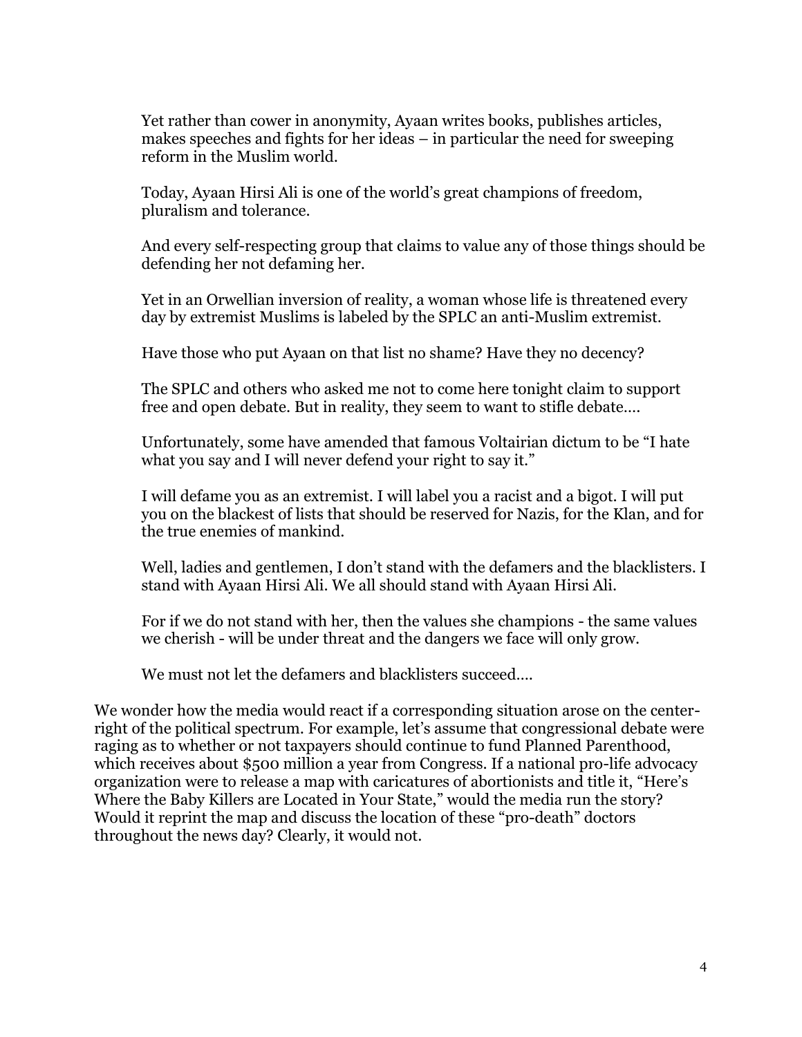> Yet rather than cower in anonymity, Ayaan writes books, publishes articles, makes speeches and fights for her ideas – in particular the need for sweeping reform in the Muslim world.
>
> Today, Ayaan Hirsi Ali is one of the world's great champions of freedom, pluralism and tolerance.
>
> And every self-respecting group that claims to value any of those things should be defending her not defaming her.
>
> Yet in an Orwellian inversion of reality, a woman whose life is threatened every day by extremist Muslims is labeled by the SPLC an anti-Muslim extremist.
>
> Have those who put Ayaan on that list no shame? Have they no decency?
>
> The SPLC and others who asked me not to come here tonight claim to support free and open debate. But in reality, they seem to want to stifle debate….
>
> Unfortunately, some have amended that famous Voltairian dictum to be "I hate what you say and I will never defend your right to say it."
>
> I will defame you as an extremist. I will label you a racist and a bigot. I will put you on the blackest of lists that should be reserved for Nazis, for the Klan, and for the true enemies of mankind.
>
> Well, ladies and gentlemen, I don't stand with the defamers and the blacklisters. I stand with Ayaan Hirsi Ali. We all should stand with Ayaan Hirsi Ali.
>
> For if we do not stand with her, then the values she champions - the same values we cherish - will be under threat and the dangers we face will only grow.
>
> We must not let the defamers and blacklisters succeed….

We wonder how the media would react if a corresponding situation arose on the center-right of the political spectrum. For example, let's assume that congressional debate were raging as to whether or not taxpayers should continue to fund Planned Parenthood, which receives about $500 million a year from Congress. If a national pro-life advocacy organization were to release a map with caricatures of abortionists and title it, "Here's Where the Baby Killers are Located in Your State," would the media run the story? Would it reprint the map and discuss the location of these "pro-death" doctors throughout the news day? Clearly, it would not.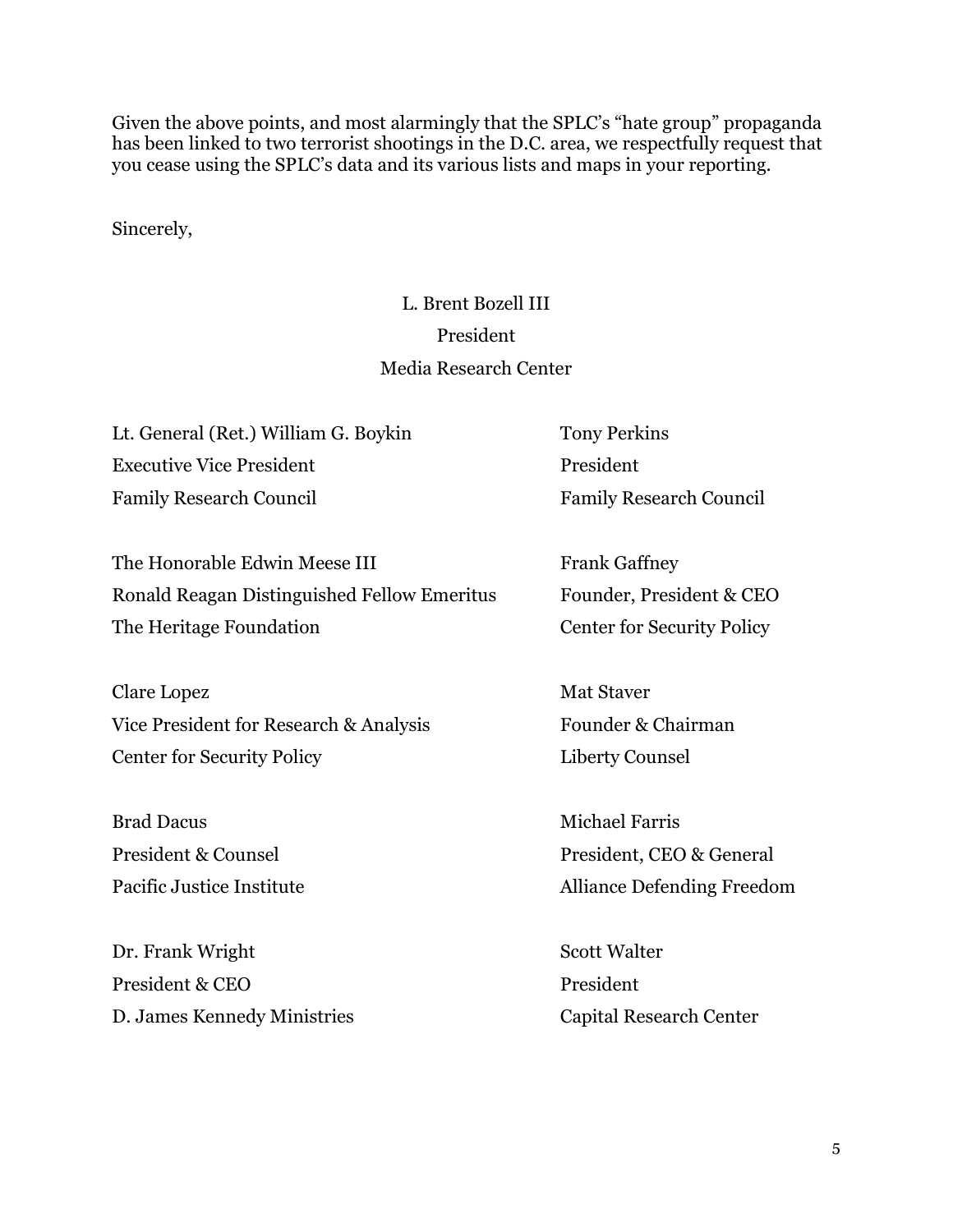Given the above points, and most alarmingly that the SPLC's "hate group" propaganda has been linked to two terrorist shootings in the D.C. area, we respectfully request that you cease using the SPLC's data and its various lists and maps in your reporting.

Sincerely,

L. Brent Bozell III
President
Media Research Center

Lt. General (Ret.) William G. Boykin
Executive Vice President
Family Research Council

Tony Perkins
President
Family Research Council

The Honorable Edwin Meese III
Ronald Reagan Distinguished Fellow Emeritus
The Heritage Foundation

Frank Gaffney
Founder, President & CEO
Center for Security Policy

Clare Lopez
Vice President for Research & Analysis
Center for Security Policy

Mat Staver
Founder & Chairman
Liberty Counsel

Brad Dacus
President & Counsel
Pacific Justice Institute

Michael Farris
President, CEO & General
Alliance Defending Freedom

Dr. Frank Wright
President & CEO
D. James Kennedy Ministries

Scott Walter
President
Capital Research Center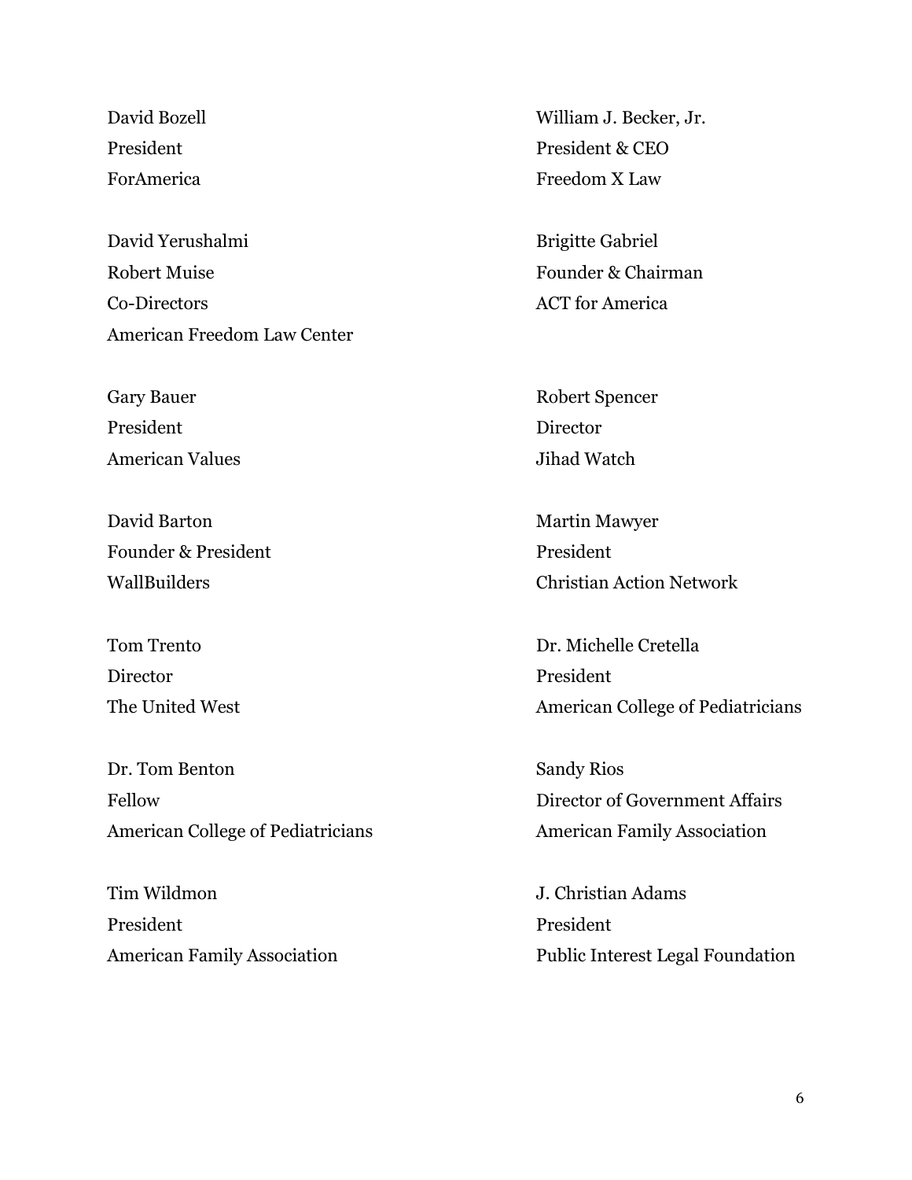David Bozell
President
ForAmerica

David Yerushalmi
Robert Muise
Co-Directors
American Freedom Law Center

Gary Bauer
President
American Values

David Barton
Founder & President
WallBuilders

Tom Trento
Director
The United West

Dr. Tom Benton
Fellow
American College of Pediatricians

Tim Wildmon
President
American Family Association

William J. Becker, Jr.
President & CEO
Freedom X Law

Brigitte Gabriel
Founder & Chairman
ACT for America

Robert Spencer
Director
Jihad Watch

Martin Mawyer
President
Christian Action Network

Dr. Michelle Cretella
President
American College of Pediatricians

Sandy Rios
Director of Government Affairs
American Family Association

J. Christian Adams
President
Public Interest Legal Foundation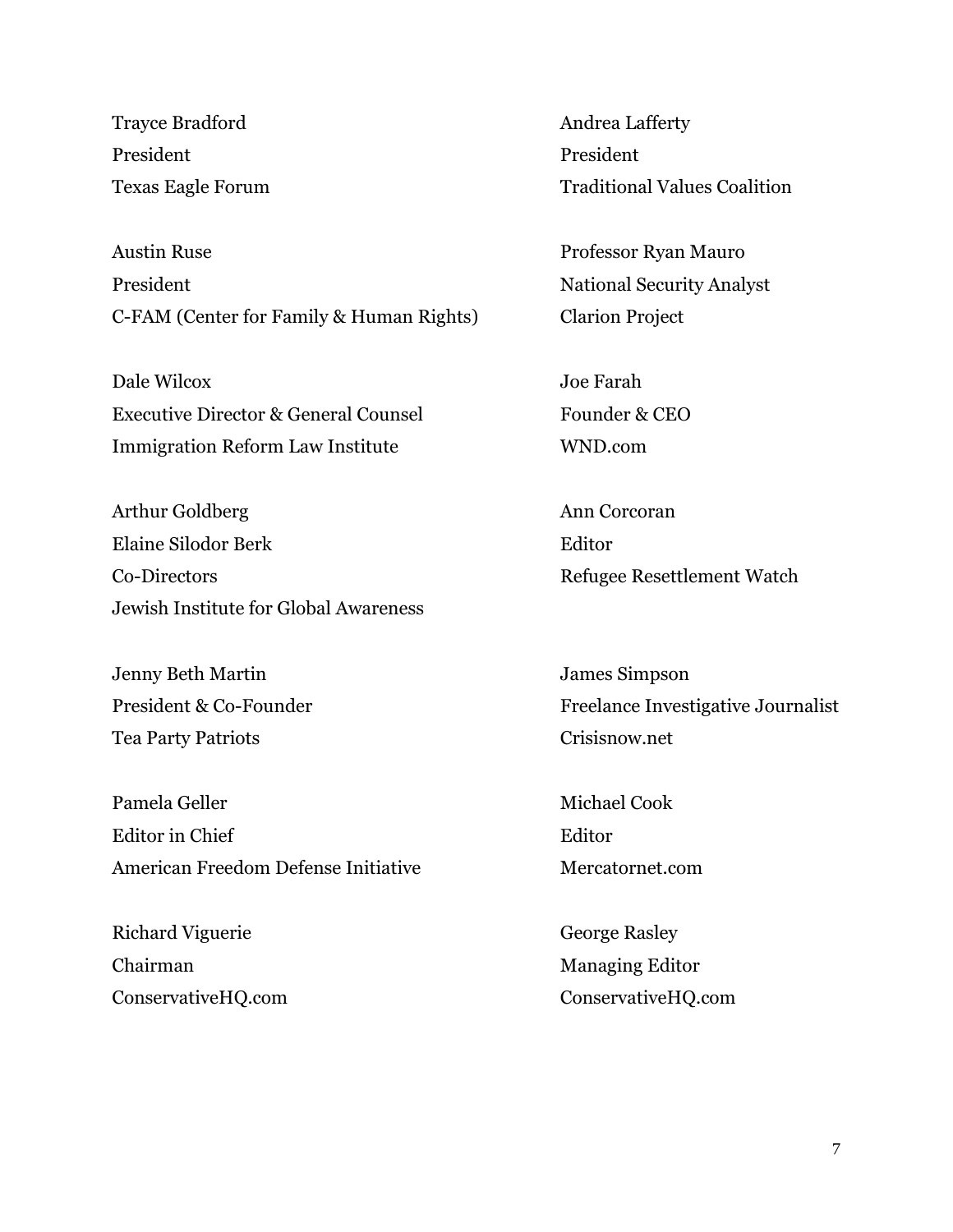Trayce Bradford
President
Texas Eagle Forum

Austin Ruse
President
C-FAM (Center for Family & Human Rights)

Dale Wilcox
Executive Director & General Counsel
Immigration Reform Law Institute

Arthur Goldberg
Elaine Silodor Berk
Co-Directors
Jewish Institute for Global Awareness

Jenny Beth Martin
President & Co-Founder
Tea Party Patriots

Pamela Geller
Editor in Chief
American Freedom Defense Initiative

Richard Viguerie
Chairman
ConservativeHQ.com

Andrea Lafferty
President
Traditional Values Coalition

Professor Ryan Mauro
National Security Analyst
Clarion Project

Joe Farah
Founder & CEO
WND.com

Ann Corcoran
Editor
Refugee Resettlement Watch

James Simpson
Freelance Investigative Journalist
Crisisnow.net

Michael Cook
Editor
Mercatornet.com

George Rasley
Managing Editor
ConservativeHQ.com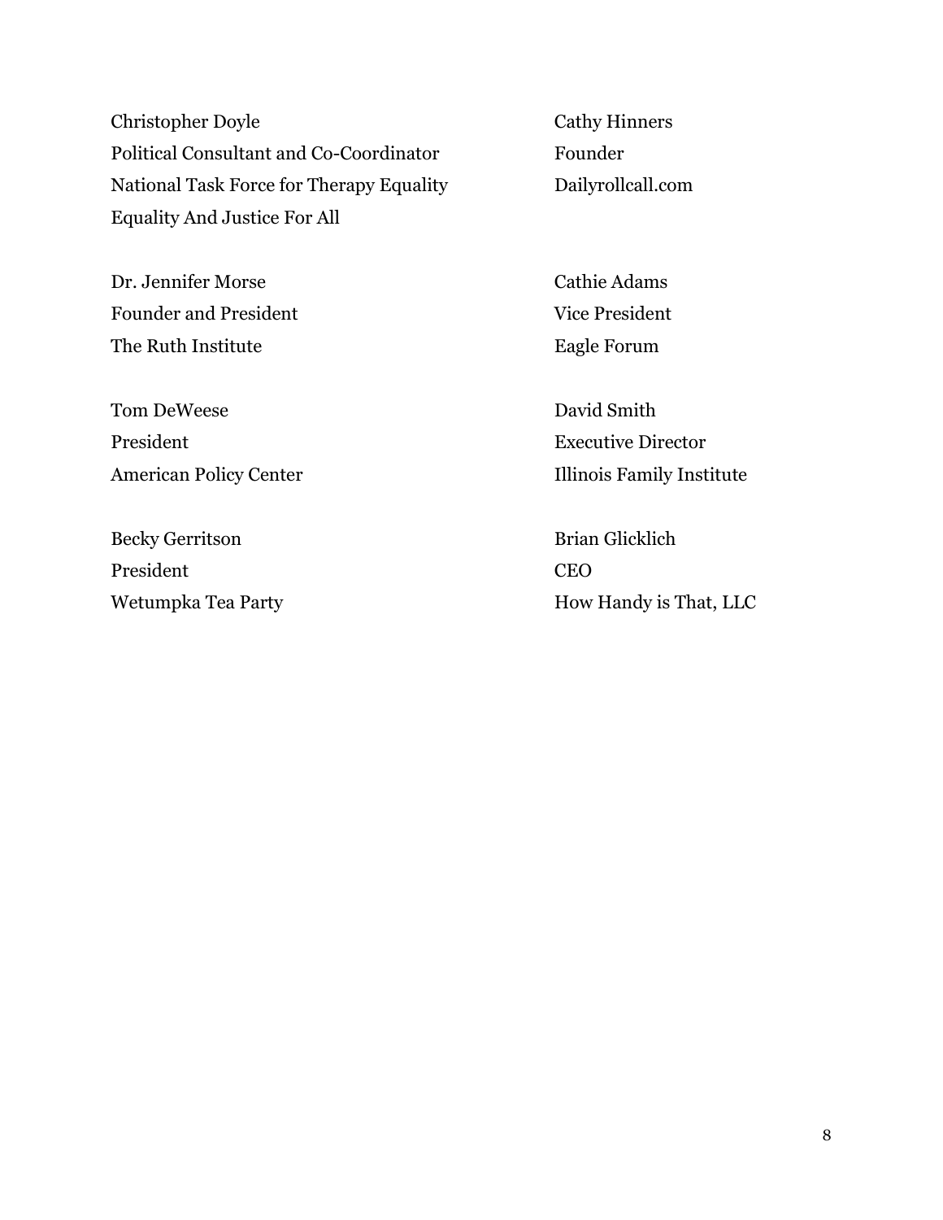Christopher Doyle
Political Consultant and Co-Coordinator
National Task Force for Therapy Equality
Equality And Justice For All

Cathy Hinners
Founder
Dailyrollcall.com

Dr. Jennifer Morse
Founder and President
The Ruth Institute

Cathie Adams
Vice President
Eagle Forum

Tom DeWeese
President
American Policy Center

David Smith
Executive Director
Illinois Family Institute

Becky Gerritson
President
Wetumpka Tea Party

Brian Glicklich
CEO
How Handy is That, LLC